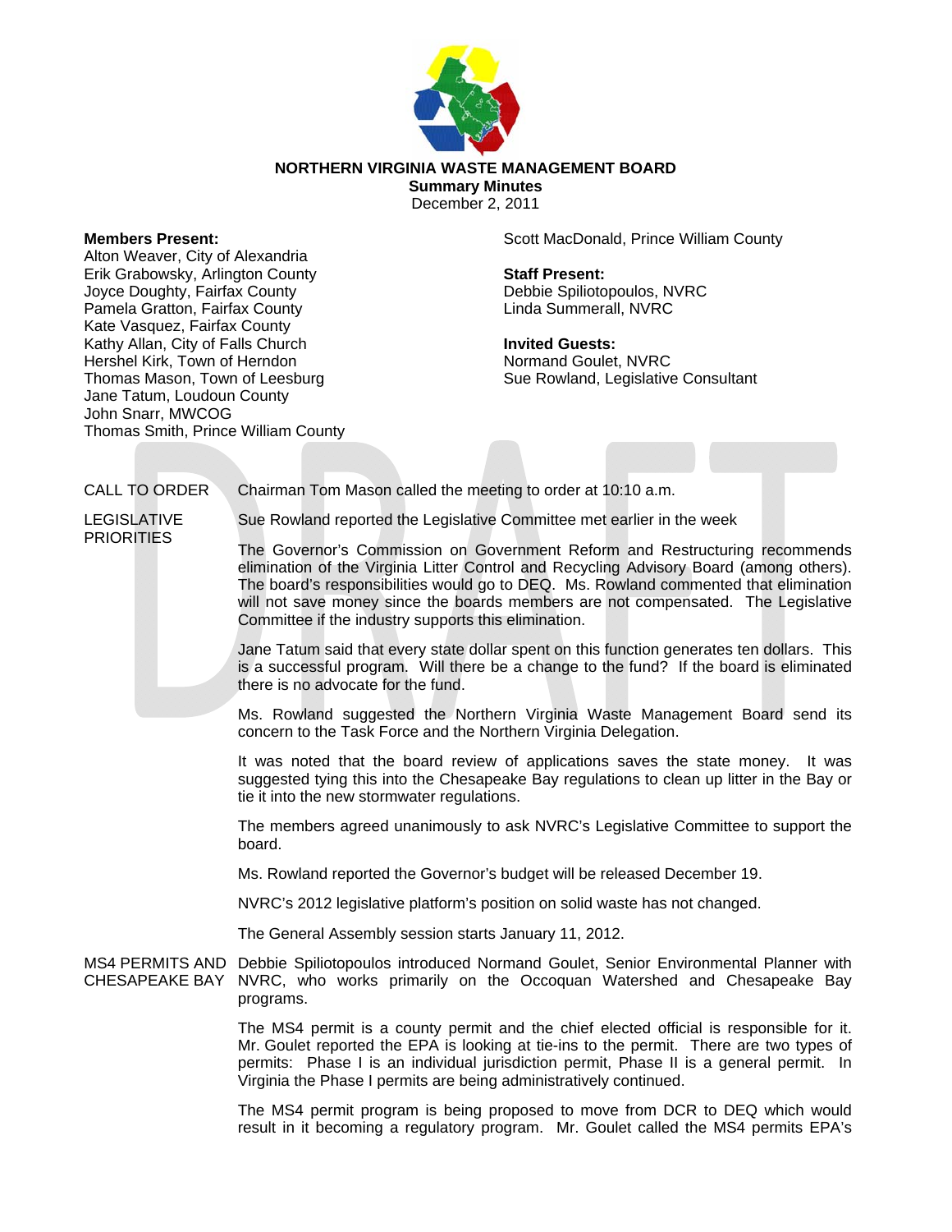# NORTHERN VIRGINIA WASTE MANAGEMENT BOARD

**Summary Minutes**

December 2, 2011

**Members Present:**
Alton Weaver, City of Alexandria
Erik Grabowsky, Arlington County
Joyce Doughty, Fairfax County
Pamela Gratton, Fairfax County
Kate Vasquez, Fairfax County
Kathy Allan, City of Falls Church
Hershel Kirk, Town of Herndon
Thomas Mason, Town of Leesburg
Jane Tatum, Loudoun County
John Snarr, MWCOG
Thomas Smith, Prince William County
Scott MacDonald, Prince William County

**Staff Present:**
Debbie Spiliotopoulos, NVRC
Linda Summerall, NVRC

**Invited Guests:**
Normand Goulet, NVRC
Sue Rowland, Legislative Consultant

CALL TO ORDER

Chairman Tom Mason called the meeting to order at 10:10 a.m.

LEGISLATIVE PRIORITIES

Sue Rowland reported the Legislative Committee met earlier in the week

The Governor's Commission on Government Reform and Restructuring recommends elimination of the Virginia Litter Control and Recycling Advisory Board (among others). The board's responsibilities would go to DEQ. Ms. Rowland commented that elimination will not save money since the boards members are not compensated. The Legislative Committee if the industry supports this elimination.

Jane Tatum said that every state dollar spent on this function generates ten dollars. This is a successful program. Will there be a change to the fund? If the board is eliminated there is no advocate for the fund.

Ms. Rowland suggested the Northern Virginia Waste Management Board send its concern to the Task Force and the Northern Virginia Delegation.

It was noted that the board review of applications saves the state money. It was suggested tying this into the Chesapeake Bay regulations to clean up litter in the Bay or tie it into the new stormwater regulations.

The members agreed unanimously to ask NVRC's Legislative Committee to support the board.

Ms. Rowland reported the Governor's budget will be released December 19.

NVRC's 2012 legislative platform's position on solid waste has not changed.

The General Assembly session starts January 11, 2012.

MS4 PERMITS AND CHESAPEAKE BAY

Debbie Spiliotopoulos introduced Normand Goulet, Senior Environmental Planner with NVRC, who works primarily on the Occoquan Watershed and Chesapeake Bay programs.

The MS4 permit is a county permit and the chief elected official is responsible for it. Mr. Goulet reported the EPA is looking at tie-ins to the permit. There are two types of permits: Phase I is an individual jurisdiction permit, Phase II is a general permit. In Virginia the Phase I permits are being administratively continued.

The MS4 permit program is being proposed to move from DCR to DEQ which would result in it becoming a regulatory program. Mr. Goulet called the MS4 permits EPA's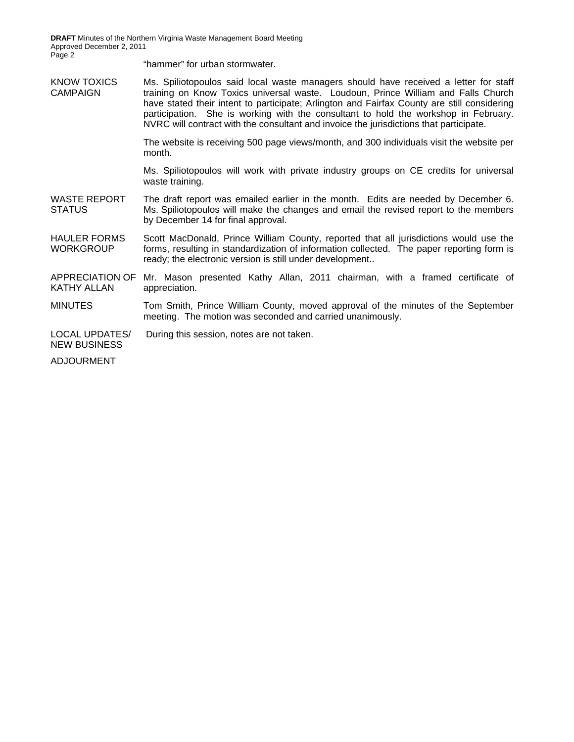"hammer" for urban stormwater.

**KNOW TOXICS CAMPAIGN**

Ms. Spiliotopoulos said local waste managers should have received a letter for staff training on Know Toxics universal waste. Loudoun, Prince William and Falls Church have stated their intent to participate; Arlington and Fairfax County are still considering participation. She is working with the consultant to hold the workshop in February. NVRC will contract with the consultant and invoice the jurisdictions that participate.

The website is receiving 500 page views/month, and 300 individuals visit the website per month.

Ms. Spiliotopoulos will work with private industry groups on CE credits for universal waste training.

**WASTE REPORT STATUS**

The draft report was emailed earlier in the month. Edits are needed by December 6. Ms. Spiliotopoulos will make the changes and email the revised report to the members by December 14 for final approval.

**HAULER FORMS WORKGROUP**

Scott MacDonald, Prince William County, reported that all jurisdictions would use the forms, resulting in standardization of information collected. The paper reporting form is ready; the electronic version is still under development..

**APPRECIATION OF KATHY ALLAN**

Mr. Mason presented Kathy Allan, 2011 chairman, with a framed certificate of appreciation.

**MINUTES**

Tom Smith, Prince William County, moved approval of the minutes of the September meeting. The motion was seconded and carried unanimously.

**LOCAL UPDATES/ NEW BUSINESS**

During this session, notes are not taken.

**ADJOURMENT**